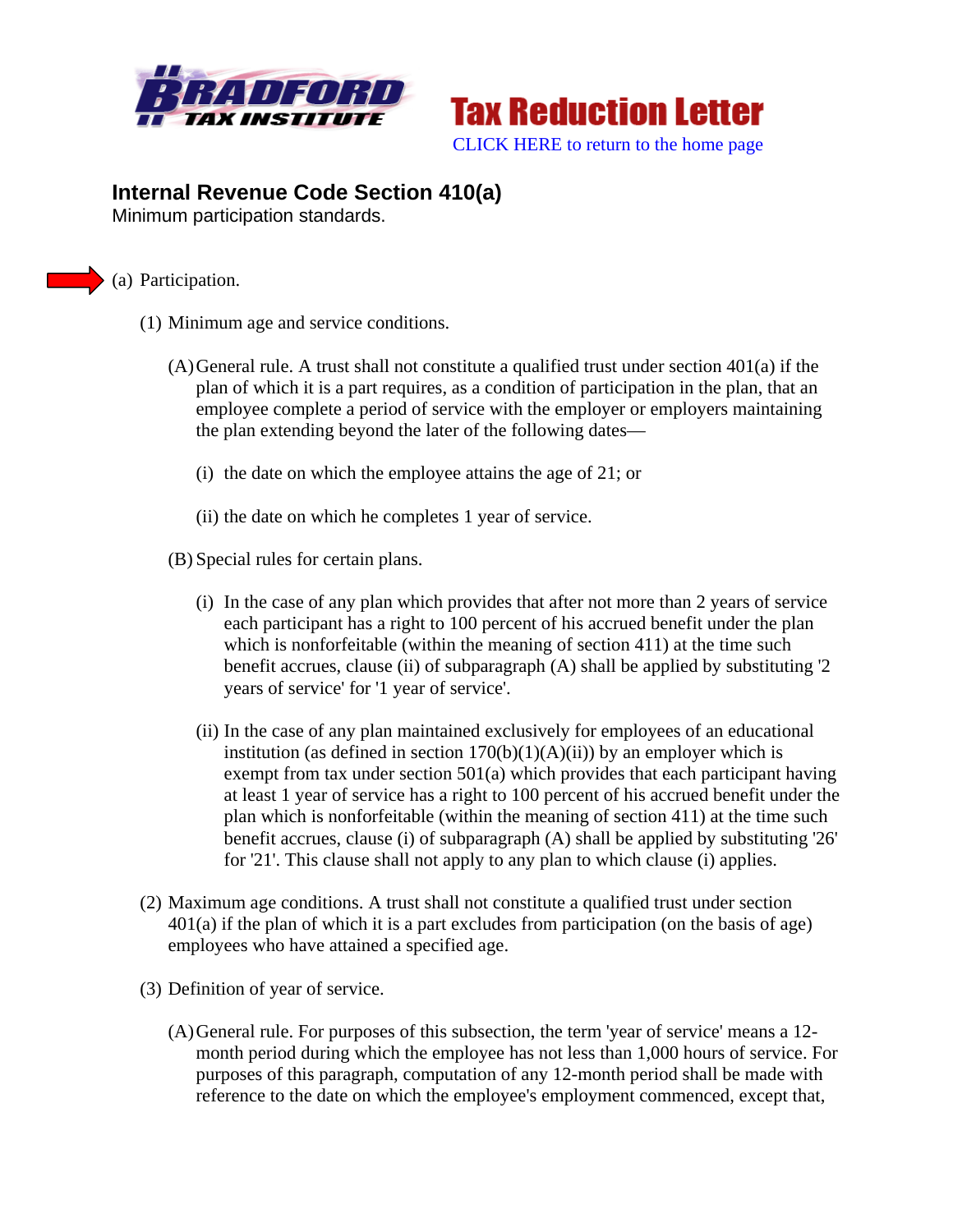Tax Reduction Letter

CLICK HERE to return to the home page

## Internal Revenue Code Section 410(a)

Minimum participation standards.

(a) Participation.

(1) Minimum age and service conditions.

(A) General rule. A trust shall not constitute a qualified trust under section 401(a) if the plan of which it is a part requires, as a condition of participation in the plan, that an employee complete a period of service with the employer or employers maintaining the plan extending beyond the later of the following dates—

(i) the date on which the employee attains the age of 21; or

(ii) the date on which he completes 1 year of service.

(B) Special rules for certain plans.

(i) In the case of any plan which provides that after not more than 2 years of service each participant has a right to 100 percent of his accrued benefit under the plan which is nonforfeitable (within the meaning of section 411) at the time such benefit accrues, clause (ii) of subparagraph (A) shall be applied by substituting '2 years of service' for '1 year of service'.

(ii) In the case of any plan maintained exclusively for employees of an educational institution (as defined in section 170(b)(1)(A)(ii)) by an employer which is exempt from tax under section 501(a) which provides that each participant having at least 1 year of service has a right to 100 percent of his accrued benefit under the plan which is nonforfeitable (within the meaning of section 411) at the time such benefit accrues, clause (i) of subparagraph (A) shall be applied by substituting '26' for '21'. This clause shall not apply to any plan to which clause (i) applies.

(2) Maximum age conditions. A trust shall not constitute a qualified trust under section 401(a) if the plan of which it is a part excludes from participation (on the basis of age) employees who have attained a specified age.

(3) Definition of year of service.

(A) General rule. For purposes of this subsection, the term 'year of service' means a 12-month period during which the employee has not less than 1,000 hours of service. For purposes of this paragraph, computation of any 12-month period shall be made with reference to the date on which the employee's employment commenced, except that,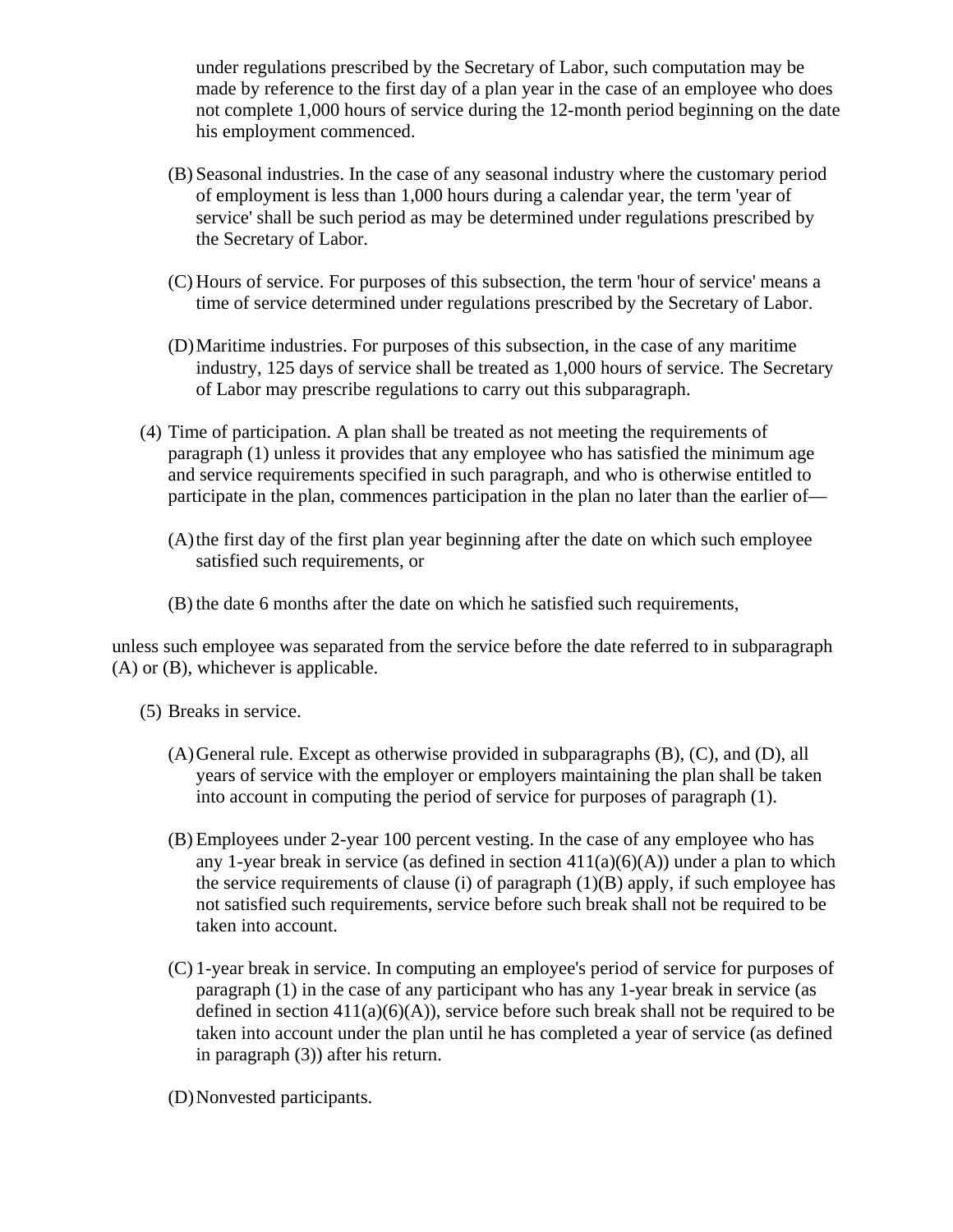under regulations prescribed by the Secretary of Labor, such computation may be made by reference to the first day of a plan year in the case of an employee who does not complete 1,000 hours of service during the 12-month period beginning on the date his employment commenced.

(B) Seasonal industries. In the case of any seasonal industry where the customary period of employment is less than 1,000 hours during a calendar year, the term 'year of service' shall be such period as may be determined under regulations prescribed by the Secretary of Labor.

(C) Hours of service. For purposes of this subsection, the term 'hour of service' means a time of service determined under regulations prescribed by the Secretary of Labor.

(D) Maritime industries. For purposes of this subsection, in the case of any maritime industry, 125 days of service shall be treated as 1,000 hours of service. The Secretary of Labor may prescribe regulations to carry out this subparagraph.

(4) Time of participation. A plan shall be treated as not meeting the requirements of paragraph (1) unless it provides that any employee who has satisfied the minimum age and service requirements specified in such paragraph, and who is otherwise entitled to participate in the plan, commences participation in the plan no later than the earlier of—

(A) the first day of the first plan year beginning after the date on which such employee satisfied such requirements, or

(B) the date 6 months after the date on which he satisfied such requirements,

unless such employee was separated from the service before the date referred to in subparagraph (A) or (B), whichever is applicable.

(5) Breaks in service.

(A) General rule. Except as otherwise provided in subparagraphs (B), (C), and (D), all years of service with the employer or employers maintaining the plan shall be taken into account in computing the period of service for purposes of paragraph (1).

(B) Employees under 2-year 100 percent vesting. In the case of any employee who has any 1-year break in service (as defined in section 411(a)(6)(A)) under a plan to which the service requirements of clause (i) of paragraph (1)(B) apply, if such employee has not satisfied such requirements, service before such break shall not be required to be taken into account.

(C) 1-year break in service. In computing an employee's period of service for purposes of paragraph (1) in the case of any participant who has any 1-year break in service (as defined in section 411(a)(6)(A)), service before such break shall not be required to be taken into account under the plan until he has completed a year of service (as defined in paragraph (3)) after his return.

(D) Nonvested participants.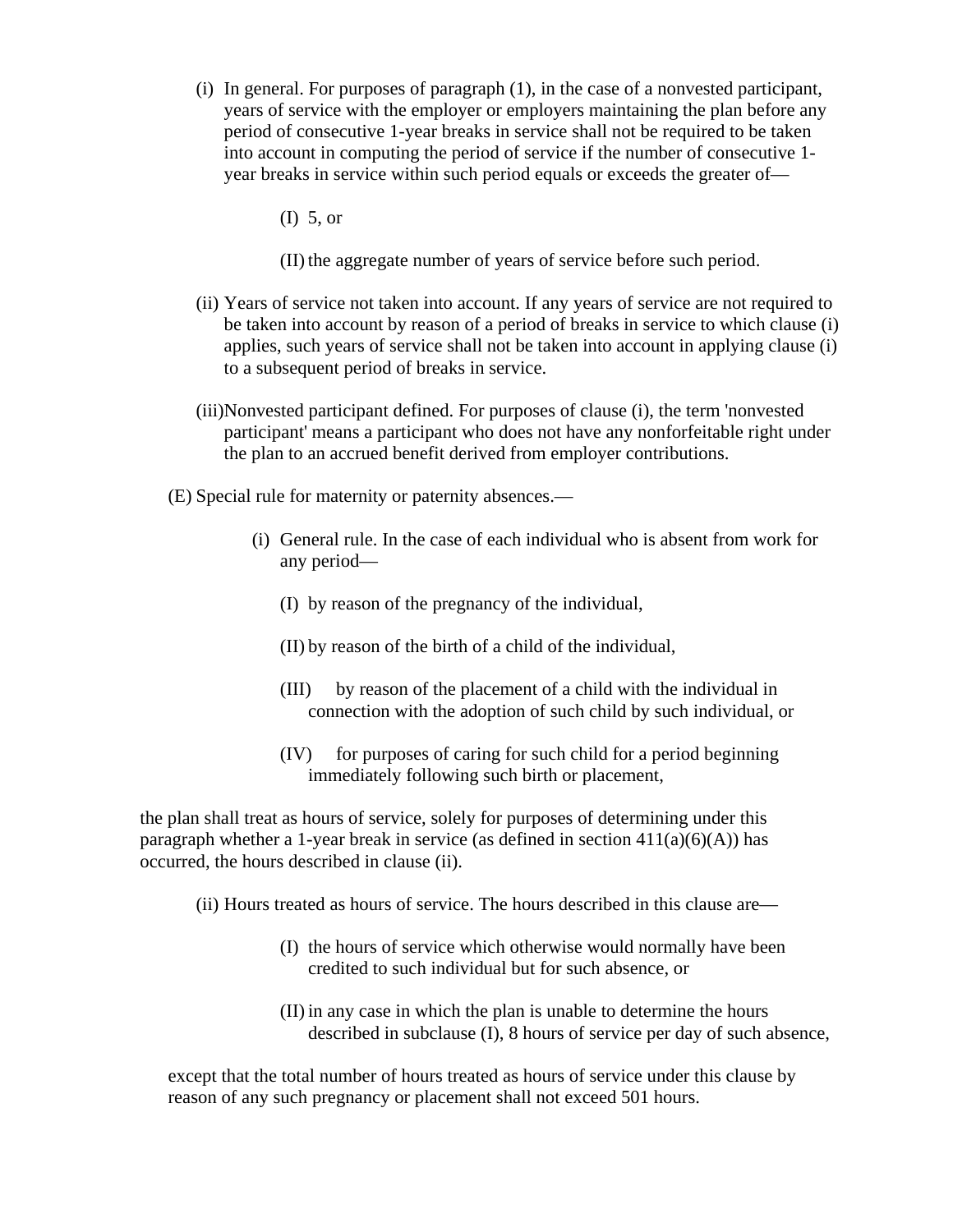(i) In general. For purposes of paragraph (1), in the case of a nonvested participant, years of service with the employer or employers maintaining the plan before any period of consecutive 1-year breaks in service shall not be required to be taken into account in computing the period of service if the number of consecutive 1-year breaks in service within such period equals or exceeds the greater of—

(I) 5, or

(II) the aggregate number of years of service before such period.

(ii) Years of service not taken into account. If any years of service are not required to be taken into account by reason of a period of breaks in service to which clause (i) applies, such years of service shall not be taken into account in applying clause (i) to a subsequent period of breaks in service.

(iii) Nonvested participant defined. For purposes of clause (i), the term 'nonvested participant' means a participant who does not have any nonforfeitable right under the plan to an accrued benefit derived from employer contributions.

(E) Special rule for maternity or paternity absences.—

(i) General rule. In the case of each individual who is absent from work for any period—

(I) by reason of the pregnancy of the individual,

(II) by reason of the birth of a child of the individual,

(III) by reason of the placement of a child with the individual in connection with the adoption of such child by such individual, or

(IV) for purposes of caring for such child for a period beginning immediately following such birth or placement,

the plan shall treat as hours of service, solely for purposes of determining under this paragraph whether a 1-year break in service (as defined in section 411(a)(6)(A)) has occurred, the hours described in clause (ii).

(ii) Hours treated as hours of service. The hours described in this clause are—

(I) the hours of service which otherwise would normally have been credited to such individual but for such absence, or

(II) in any case in which the plan is unable to determine the hours described in subclause (I), 8 hours of service per day of such absence,

except that the total number of hours treated as hours of service under this clause by reason of any such pregnancy or placement shall not exceed 501 hours.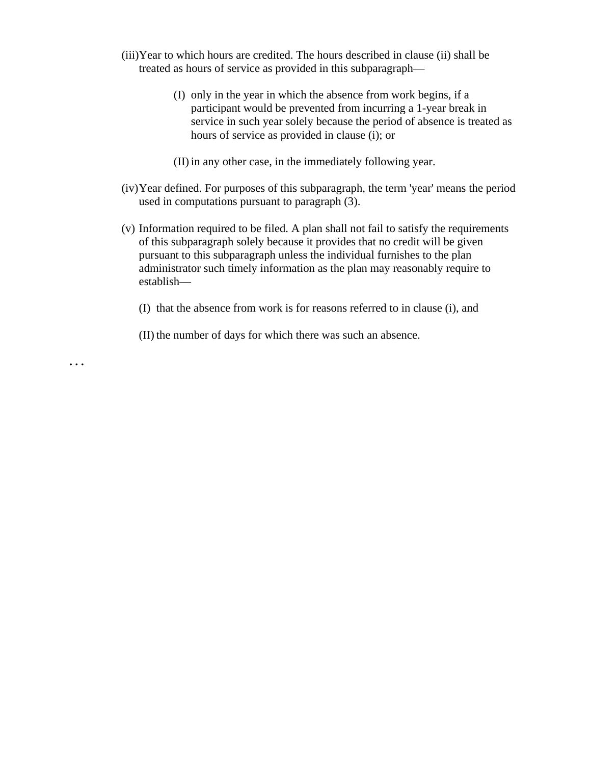(iii) Year to which hours are credited. The hours described in clause (ii) shall be treated as hours of service as provided in this subparagraph—

> (I) only in the year in which the absence from work begins, if a participant would be prevented from incurring a 1-year break in service in such year solely because the period of absence is treated as hours of service as provided in clause (i); or
>
> (II) in any other case, in the immediately following year.

(iv) Year defined. For purposes of this subparagraph, the term 'year' means the period used in computations pursuant to paragraph (3).

(v) Information required to be filed. A plan shall not fail to satisfy the requirements of this subparagraph solely because it provides that no credit will be given pursuant to this subparagraph unless the individual furnishes to the plan administrator such timely information as the plan may reasonably require to establish—

> (I) that the absence from work is for reasons referred to in clause (i), and
>
> (II) the number of days for which there was such an absence.

. . .